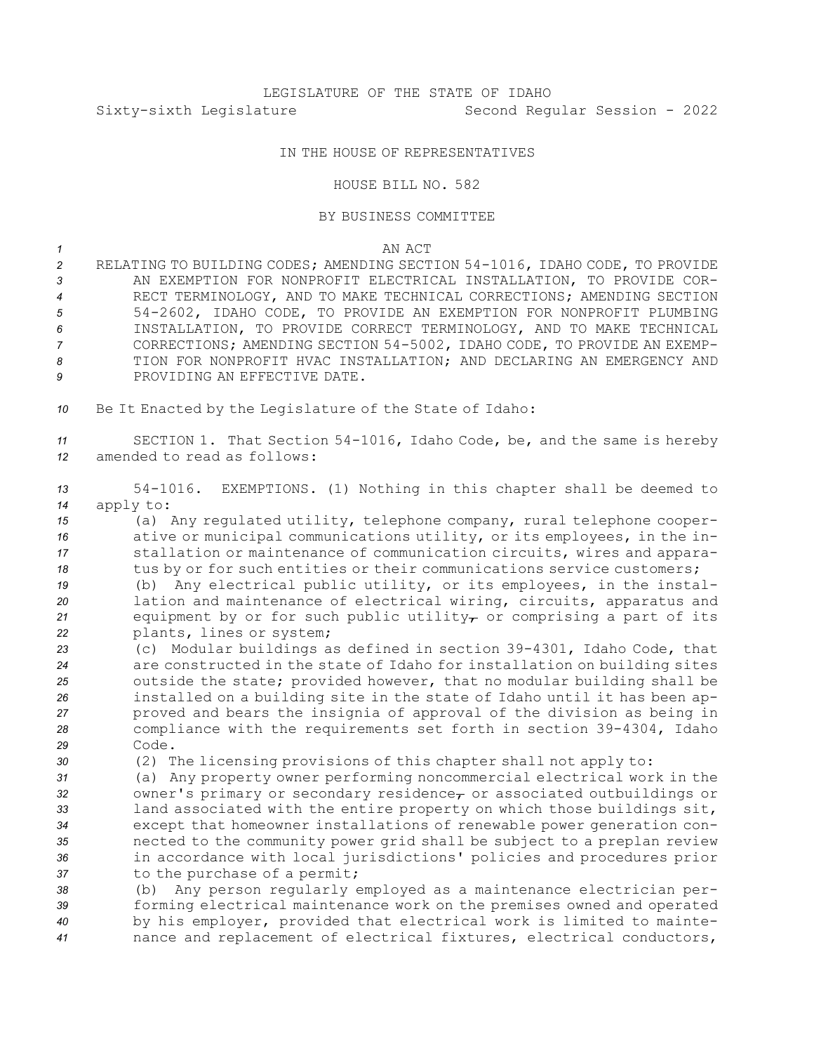LEGISLATURE OF THE STATE OF IDAHO

Sixty-sixth Legislature Second Regular Session - 2022

IN THE HOUSE OF REPRESENTATIVES

HOUSE BILL NO. 582

BY BUSINESS COMMITTEE

AN ACT

RELATING TO BUILDING CODES; AMENDING SECTION 54-1016, IDAHO CODE, TO PROVIDE AN EXEMPTION FOR NONPROFIT ELECTRICAL INSTALLATION, TO PROVIDE CORRECT TERMINOLOGY, AND TO MAKE TECHNICAL CORRECTIONS; AMENDING SECTION 54-2602, IDAHO CODE, TO PROVIDE AN EXEMPTION FOR NONPROFIT PLUMBING INSTALLATION, TO PROVIDE CORRECT TERMINOLOGY, AND TO MAKE TECHNICAL CORRECTIONS; AMENDING SECTION 54-5002, IDAHO CODE, TO PROVIDE AN EXEMPTION FOR NONPROFIT HVAC INSTALLATION; AND DECLARING AN EMERGENCY AND PROVIDING AN EFFECTIVE DATE.

Be It Enacted by the Legislature of the State of Idaho:

SECTION 1. That Section 54-1016, Idaho Code, be, and the same is hereby amended to read as follows:

54-1016. EXEMPTIONS. (1) Nothing in this chapter shall be deemed to apply to:

(a) Any regulated utility, telephone company, rural telephone cooperative or municipal communications utility, or its employees, in the installation or maintenance of communication circuits, wires and apparatus by or for such entities or their communications service customers;

(b) Any electrical public utility, or its employees, in the installation and maintenance of electrical wiring, circuits, apparatus and equipment by or for such public utility~~,~~ or comprising a part of its plants, lines or system;

(c) Modular buildings as defined in section 39-4301, Idaho Code, that are constructed in the state of Idaho for installation on building sites outside the state; provided however, that no modular building shall be installed on a building site in the state of Idaho until it has been approved and bears the insignia of approval of the division as being in compliance with the requirements set forth in section 39-4304, Idaho Code.

(2) The licensing provisions of this chapter shall not apply to:

(a) Any property owner performing noncommercial electrical work in the owner's primary or secondary residence~~,~~ or associated outbuildings or land associated with the entire property on which those buildings sit, except that homeowner installations of renewable power generation connected to the community power grid shall be subject to a preplan review in accordance with local jurisdictions' policies and procedures prior to the purchase of a permit;

(b) Any person regularly employed as a maintenance electrician performing electrical maintenance work on the premises owned and operated by his employer, provided that electrical work is limited to maintenance and replacement of electrical fixtures, electrical conductors,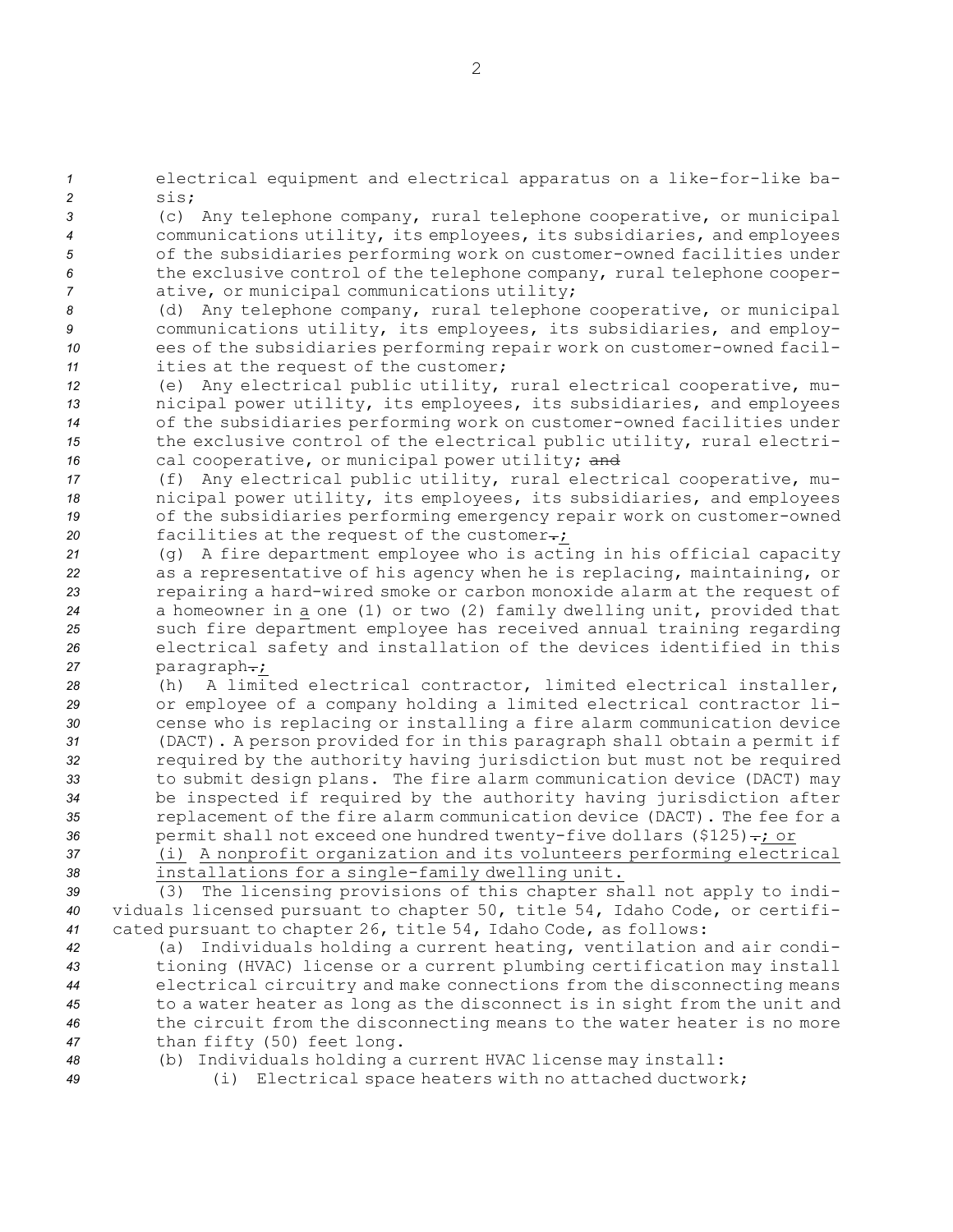electrical equipment and electrical apparatus on a like-for-like basis;

(c) Any telephone company, rural telephone cooperative, or municipal communications utility, its employees, its subsidiaries, and employees of the subsidiaries performing work on customer-owned facilities under the exclusive control of the telephone company, rural telephone cooperative, or municipal communications utility;

(d) Any telephone company, rural telephone cooperative, or municipal communications utility, its employees, its subsidiaries, and employees of the subsidiaries performing repair work on customer-owned facilities at the request of the customer;

(e) Any electrical public utility, rural electrical cooperative, municipal power utility, its employees, its subsidiaries, and employees of the subsidiaries performing work on customer-owned facilities under the exclusive control of the electrical public utility, rural electrical cooperative, or municipal power utility; ~~and~~

(f) Any electrical public utility, rural electrical cooperative, municipal power utility, its employees, its subsidiaries, and employees of the subsidiaries performing emergency repair work on customer-owned facilities at the request of the customer~~.~~;

(g) A fire department employee who is acting in his official capacity as a representative of his agency when he is replacing, maintaining, or repairing a hard-wired smoke or carbon monoxide alarm at the request of a homeowner in a one (1) or two (2) family dwelling unit, provided that such fire department employee has received annual training regarding electrical safety and installation of the devices identified in this paragraph~~.~~;

(h) A limited electrical contractor, limited electrical installer, or employee of a company holding a limited electrical contractor license who is replacing or installing a fire alarm communication device (DACT). A person provided for in this paragraph shall obtain a permit if required by the authority having jurisdiction but must not be required to submit design plans. The fire alarm communication device (DACT) may be inspected if required by the authority having jurisdiction after replacement of the fire alarm communication device (DACT). The fee for a permit shall not exceed one hundred twenty-five dollars ($125)~~.~~; or

(i) A nonprofit organization and its volunteers performing electrical installations for a single-family dwelling unit.

(3) The licensing provisions of this chapter shall not apply to individuals licensed pursuant to chapter 50, title 54, Idaho Code, or certificated pursuant to chapter 26, title 54, Idaho Code, as follows:

(a) Individuals holding a current heating, ventilation and air conditioning (HVAC) license or a current plumbing certification may install electrical circuitry and make connections from the disconnecting means to a water heater as long as the disconnect is in sight from the unit and the circuit from the disconnecting means to the water heater is no more than fifty (50) feet long.

(b) Individuals holding a current HVAC license may install:

(i) Electrical space heaters with no attached ductwork;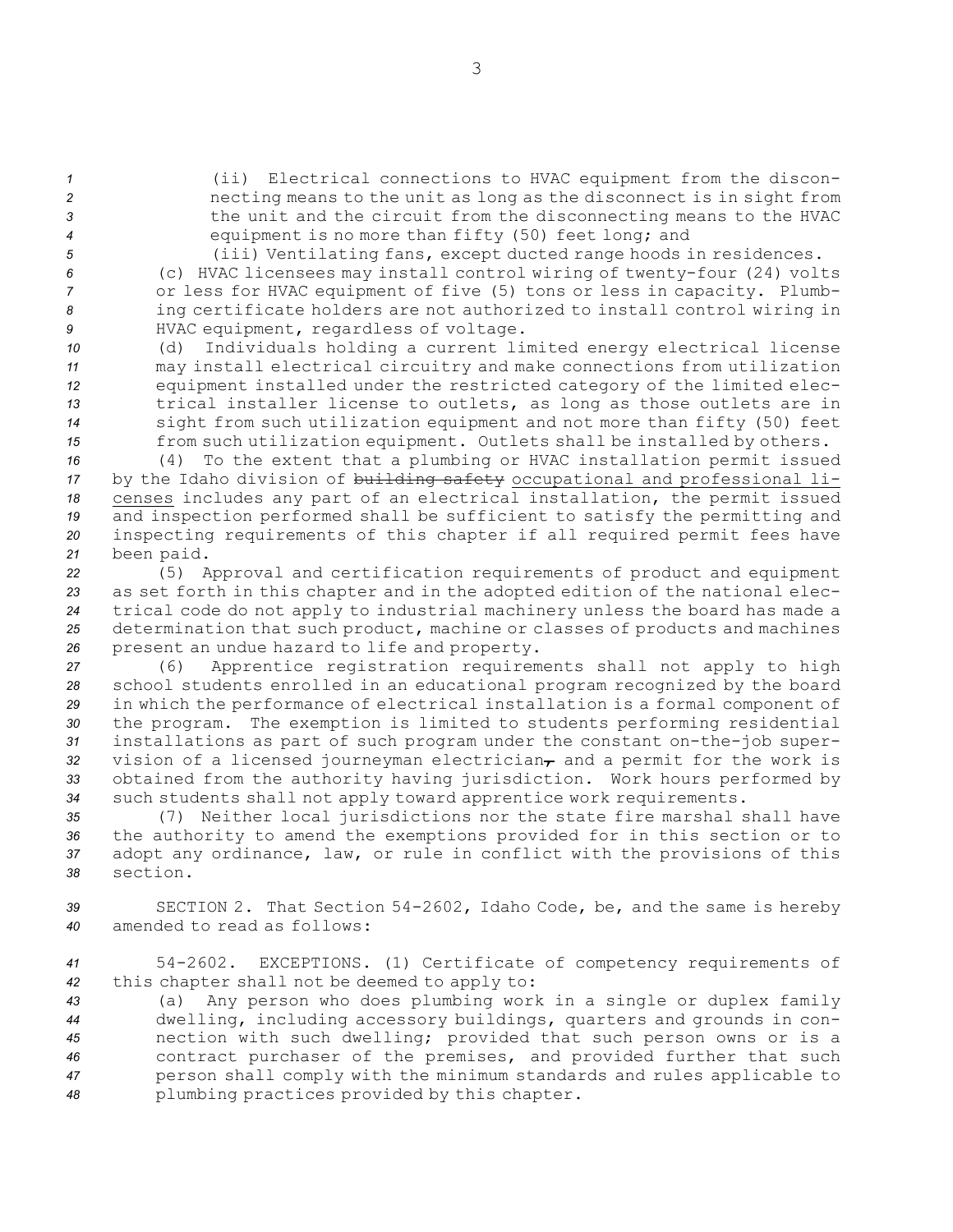(ii) Electrical connections to HVAC equipment from the disconnecting means to the unit as long as the disconnect is in sight from the unit and the circuit from the disconnecting means to the HVAC equipment is no more than fifty (50) feet long; and

(iii) Ventilating fans, except ducted range hoods in residences.

(c) HVAC licensees may install control wiring of twenty-four (24) volts or less for HVAC equipment of five (5) tons or less in capacity. Plumbing certificate holders are not authorized to install control wiring in HVAC equipment, regardless of voltage.

(d) Individuals holding a current limited energy electrical license may install electrical circuitry and make connections from utilization equipment installed under the restricted category of the limited electrical installer license to outlets, as long as those outlets are in sight from such utilization equipment and not more than fifty (50) feet from such utilization equipment. Outlets shall be installed by others.

(4) To the extent that a plumbing or HVAC installation permit issued by the Idaho division of ~~building safety~~ occupational and professional licenses includes any part of an electrical installation, the permit issued and inspection performed shall be sufficient to satisfy the permitting and inspecting requirements of this chapter if all required permit fees have been paid.

(5) Approval and certification requirements of product and equipment as set forth in this chapter and in the adopted edition of the national electrical code do not apply to industrial machinery unless the board has made a determination that such product, machine or classes of products and machines present an undue hazard to life and property.

(6) Apprentice registration requirements shall not apply to high school students enrolled in an educational program recognized by the board in which the performance of electrical installation is a formal component of the program. The exemption is limited to students performing residential installations as part of such program under the constant on-the-job supervision of a licensed journeyman electrician~~,~~ and a permit for the work is obtained from the authority having jurisdiction. Work hours performed by such students shall not apply toward apprentice work requirements.

(7) Neither local jurisdictions nor the state fire marshal shall have the authority to amend the exemptions provided for in this section or to adopt any ordinance, law, or rule in conflict with the provisions of this section.

SECTION 2. That Section 54-2602, Idaho Code, be, and the same is hereby amended to read as follows:

54-2602. EXCEPTIONS. (1) Certificate of competency requirements of this chapter shall not be deemed to apply to:

(a) Any person who does plumbing work in a single or duplex family dwelling, including accessory buildings, quarters and grounds in connection with such dwelling; provided that such person owns or is a contract purchaser of the premises, and provided further that such person shall comply with the minimum standards and rules applicable to plumbing practices provided by this chapter.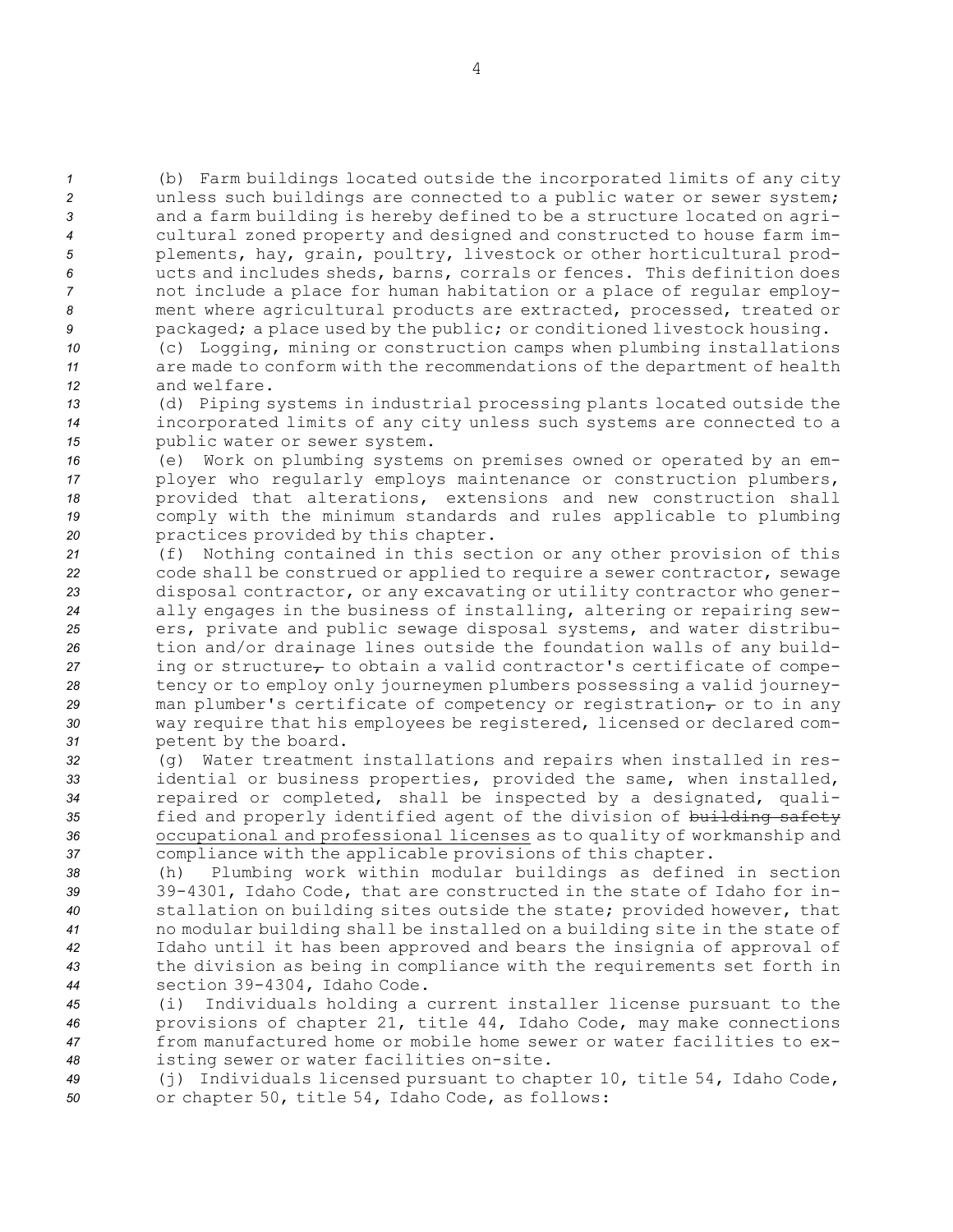(b) Farm buildings located outside the incorporated limits of any city unless such buildings are connected to a public water or sewer system; and a farm building is hereby defined to be a structure located on agricultural zoned property and designed and constructed to house farm implements, hay, grain, poultry, livestock or other horticultural products and includes sheds, barns, corrals or fences. This definition does not include a place for human habitation or a place of regular employment where agricultural products are extracted, processed, treated or packaged; a place used by the public; or conditioned livestock housing.

(c) Logging, mining or construction camps when plumbing installations are made to conform with the recommendations of the department of health and welfare.

(d) Piping systems in industrial processing plants located outside the incorporated limits of any city unless such systems are connected to a public water or sewer system.

(e) Work on plumbing systems on premises owned or operated by an employer who regularly employs maintenance or construction plumbers, provided that alterations, extensions and new construction shall comply with the minimum standards and rules applicable to plumbing practices provided by this chapter.

(f) Nothing contained in this section or any other provision of this code shall be construed or applied to require a sewer contractor, sewage disposal contractor, or any excavating or utility contractor who generally engages in the business of installing, altering or repairing sewers, private and public sewage disposal systems, and water distribution and/or drainage lines outside the foundation walls of any building or structure~~,~~ to obtain a valid contractor's certificate of competency or to employ only journeymen plumbers possessing a valid journeyman plumber's certificate of competency or registration~~,~~ or to in any way require that his employees be registered, licensed or declared competent by the board.

(g) Water treatment installations and repairs when installed in residential or business properties, provided the same, when installed, repaired or completed, shall be inspected by a designated, qualified and properly identified agent of the division of ~~building safety~~ occupational and professional licenses as to quality of workmanship and compliance with the applicable provisions of this chapter.

(h) Plumbing work within modular buildings as defined in section 39-4301, Idaho Code, that are constructed in the state of Idaho for installation on building sites outside the state; provided however, that no modular building shall be installed on a building site in the state of Idaho until it has been approved and bears the insignia of approval of the division as being in compliance with the requirements set forth in section 39-4304, Idaho Code.

(i) Individuals holding a current installer license pursuant to the provisions of chapter 21, title 44, Idaho Code, may make connections from manufactured home or mobile home sewer or water facilities to existing sewer or water facilities on-site.

(j) Individuals licensed pursuant to chapter 10, title 54, Idaho Code, or chapter 50, title 54, Idaho Code, as follows: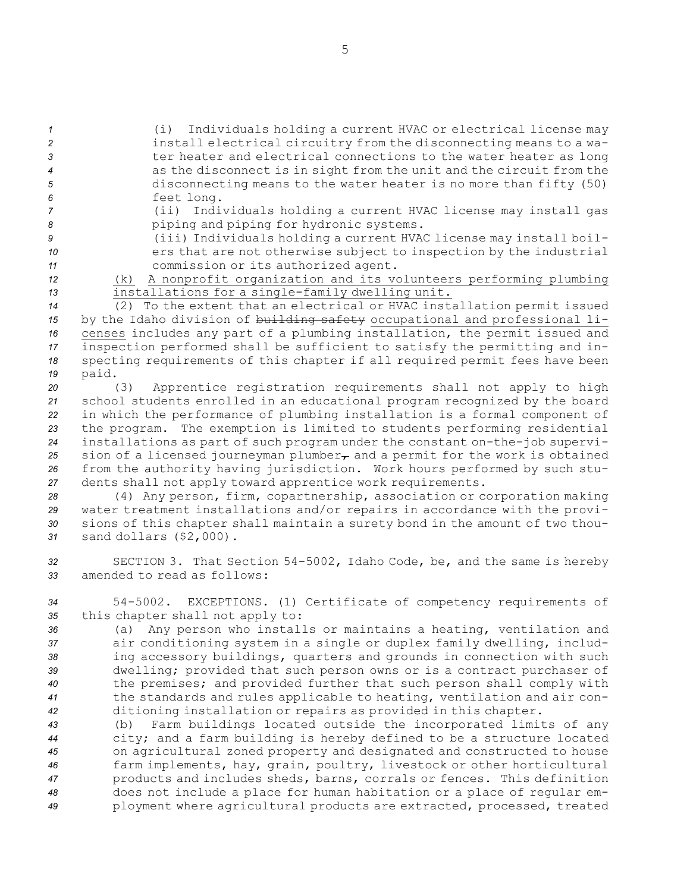(i) Individuals holding a current HVAC or electrical license may install electrical circuitry from the disconnecting means to a water heater and electrical connections to the water heater as long as the disconnect is in sight from the unit and the circuit from the disconnecting means to the water heater is no more than fifty (50) feet long.

(ii) Individuals holding a current HVAC license may install gas piping and piping for hydronic systems.

(iii) Individuals holding a current HVAC license may install boilers that are not otherwise subject to inspection by the industrial commission or its authorized agent.

(k) A nonprofit organization and its volunteers performing plumbing installations for a single-family dwelling unit.

(2) To the extent that an electrical or HVAC installation permit issued by the Idaho division of ~~building safety~~ occupational and professional licenses includes any part of a plumbing installation, the permit issued and inspection performed shall be sufficient to satisfy the permitting and inspecting requirements of this chapter if all required permit fees have been paid.

(3) Apprentice registration requirements shall not apply to high school students enrolled in an educational program recognized by the board in which the performance of plumbing installation is a formal component of the program. The exemption is limited to students performing residential installations as part of such program under the constant on-the-job supervision of a licensed journeyman plumber~~,~~ and a permit for the work is obtained from the authority having jurisdiction. Work hours performed by such students shall not apply toward apprentice work requirements.

(4) Any person, firm, copartnership, association or corporation making water treatment installations and/or repairs in accordance with the provisions of this chapter shall maintain a surety bond in the amount of two thousand dollars ($2,000).

SECTION 3. That Section 54-5002, Idaho Code, be, and the same is hereby amended to read as follows:

54-5002. EXCEPTIONS. (1) Certificate of competency requirements of this chapter shall not apply to:

(a) Any person who installs or maintains a heating, ventilation and air conditioning system in a single or duplex family dwelling, including accessory buildings, quarters and grounds in connection with such dwelling; provided that such person owns or is a contract purchaser of the premises; and provided further that such person shall comply with the standards and rules applicable to heating, ventilation and air conditioning installation or repairs as provided in this chapter.

(b) Farm buildings located outside the incorporated limits of any city; and a farm building is hereby defined to be a structure located on agricultural zoned property and designated and constructed to house farm implements, hay, grain, poultry, livestock or other horticultural products and includes sheds, barns, corrals or fences. This definition does not include a place for human habitation or a place of regular employment where agricultural products are extracted, processed, treated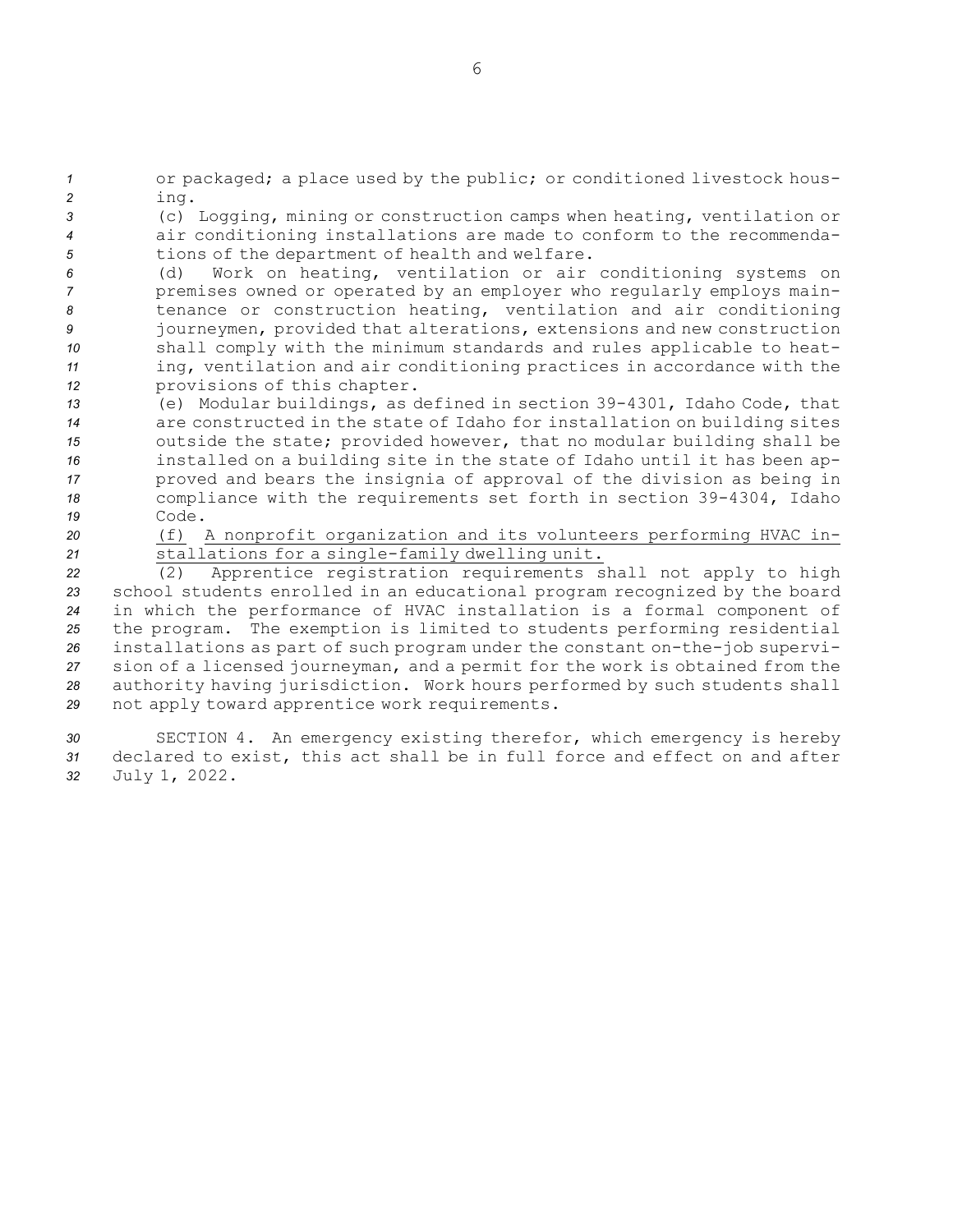or packaged; a place used by the public; or conditioned livestock housing.

(c) Logging, mining or construction camps when heating, ventilation or air conditioning installations are made to conform to the recommendations of the department of health and welfare.

(d) Work on heating, ventilation or air conditioning systems on premises owned or operated by an employer who regularly employs maintenance or construction heating, ventilation and air conditioning journeymen, provided that alterations, extensions and new construction shall comply with the minimum standards and rules applicable to heating, ventilation and air conditioning practices in accordance with the provisions of this chapter.

(e) Modular buildings, as defined in section 39-4301, Idaho Code, that are constructed in the state of Idaho for installation on building sites outside the state; provided however, that no modular building shall be installed on a building site in the state of Idaho until it has been approved and bears the insignia of approval of the division as being in compliance with the requirements set forth in section 39-4304, Idaho Code.

<u>(f) A nonprofit organization and its volunteers performing HVAC installations for a single-family dwelling unit.</u>

(2) Apprentice registration requirements shall not apply to high school students enrolled in an educational program recognized by the board in which the performance of HVAC installation is a formal component of the program. The exemption is limited to students performing residential installations as part of such program under the constant on-the-job supervision of a licensed journeyman, and a permit for the work is obtained from the authority having jurisdiction. Work hours performed by such students shall not apply toward apprentice work requirements.

SECTION 4. An emergency existing therefor, which emergency is hereby declared to exist, this act shall be in full force and effect on and after July 1, 2022.